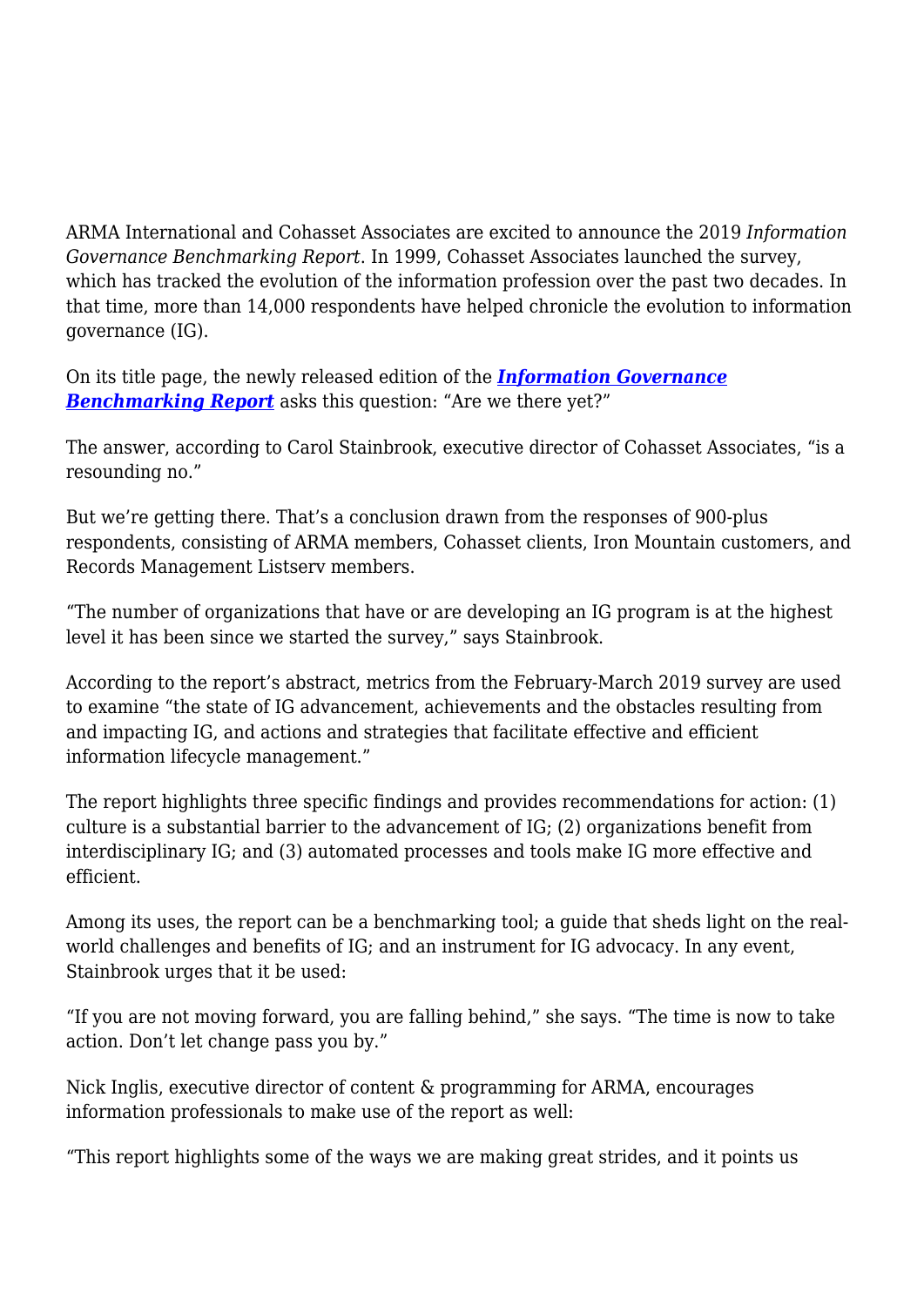ARMA International and Cohasset Associates are excited to announce the 2019 *Information Governance Benchmarking Report*. In 1999, Cohasset Associates launched the survey, which has tracked the evolution of the information profession over the past two decades. In that time, more than 14,000 respondents have helped chronicle the evolution to information governance (IG).

On its title page, the newly released edition of the ***Information Governance Benchmarking Report*** asks this question: "Are we there yet?"

The answer, according to Carol Stainbrook, executive director of Cohasset Associates, "is a resounding no."

But we're getting there. That's a conclusion drawn from the responses of 900-plus respondents, consisting of ARMA members, Cohasset clients, Iron Mountain customers, and Records Management Listserv members.

"The number of organizations that have or are developing an IG program is at the highest level it has been since we started the survey," says Stainbrook.

According to the report's abstract, metrics from the February-March 2019 survey are used to examine "the state of IG advancement, achievements and the obstacles resulting from and impacting IG, and actions and strategies that facilitate effective and efficient information lifecycle management."

The report highlights three specific findings and provides recommendations for action: (1) culture is a substantial barrier to the advancement of IG; (2) organizations benefit from interdisciplinary IG; and (3) automated processes and tools make IG more effective and efficient.

Among its uses, the report can be a benchmarking tool; a guide that sheds light on the real-world challenges and benefits of IG; and an instrument for IG advocacy. In any event, Stainbrook urges that it be used:

"If you are not moving forward, you are falling behind," she says. "The time is now to take action. Don't let change pass you by."

Nick Inglis, executive director of content & programming for ARMA, encourages information professionals to make use of the report as well:

"This report highlights some of the ways we are making great strides, and it points us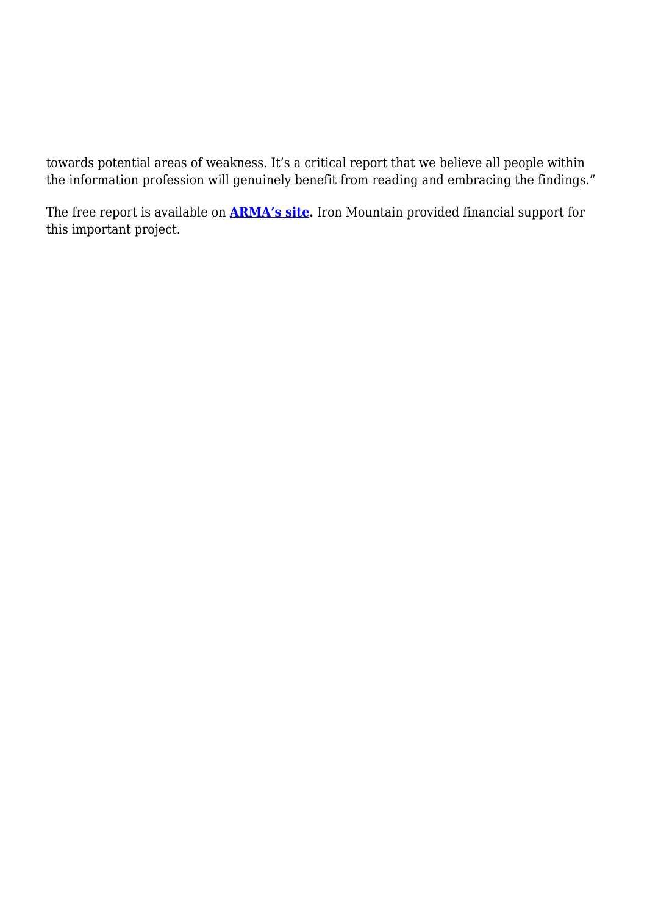towards potential areas of weakness. It's a critical report that we believe all people within the information profession will genuinely benefit from reading and embracing the findings."

The free report is available on **ARMA's site.** Iron Mountain provided financial support for this important project.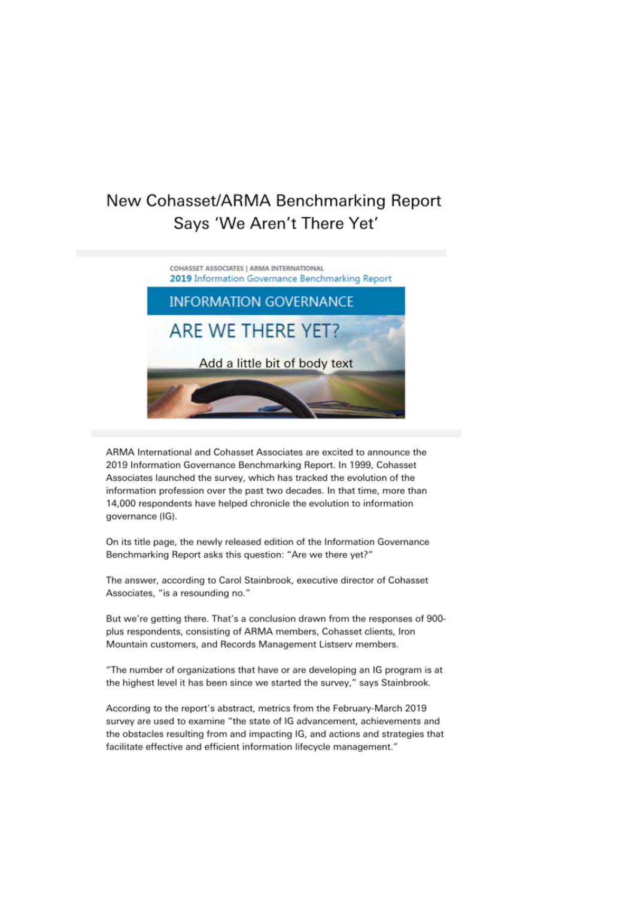# New Cohasset/ARMA Benchmarking Report Says 'We Aren't There Yet'

COHASSET ASSOCIATES | ARMA INTERNATIONAL
2019 Information Governance Benchmarking Report

INFORMATION GOVERNANCE

ARE WE THERE YET?

Add a little bit of body text

ARMA International and Cohasset Associates are excited to announce the 2019 Information Governance Benchmarking Report. In 1999, Cohasset Associates launched the survey, which has tracked the evolution of the information profession over the past two decades. In that time, more than 14,000 respondents have helped chronicle the evolution to information governance (IG).

On its title page, the newly released edition of the Information Governance Benchmarking Report asks this question: "Are we there yet?"

The answer, according to Carol Stainbrook, executive director of Cohasset Associates, "is a resounding no."

But we're getting there. That's a conclusion drawn from the responses of 900-plus respondents, consisting of ARMA members, Cohasset clients, Iron Mountain customers, and Records Management Listserv members.

"The number of organizations that have or are developing an IG program is at the highest level it has been since we started the survey," says Stainbrook.

According to the report's abstract, metrics from the February-March 2019 survey are used to examine "the state of IG advancement, achievements and the obstacles resulting from and impacting IG, and actions and strategies that facilitate effective and efficient information lifecycle management."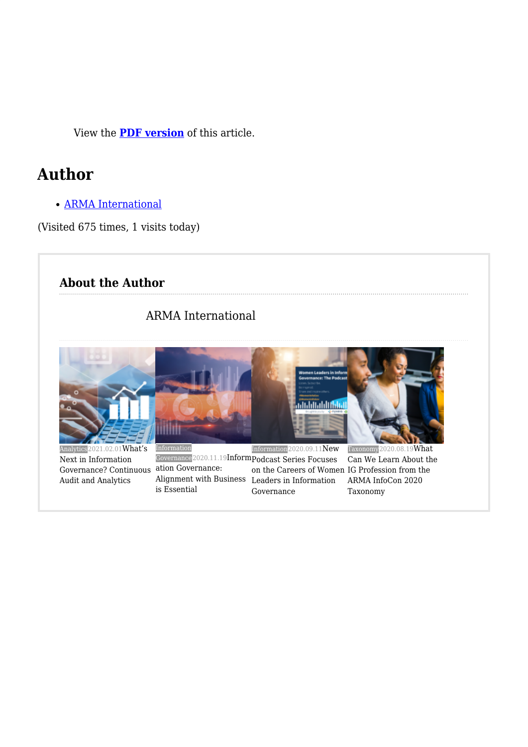View the **PDF version** of this article.

## Author

- ARMA International

(Visited 675 times, 1 visits today)

### About the Author

ARMA International

Analytics 2021.02.01 What's Next in Information Governance? Continuous Audit and Analytics

Information Governance 2020.11.19 Information Governance: Alignment with Business is Essential

Information 2020.09.11 New Podcast Series Focuses on the Careers of Women Leaders in Information Governance

Taxonomy 2020.08.19 What Can We Learn About the IG Profession from the ARMA InfoCon 2020 Taxonomy